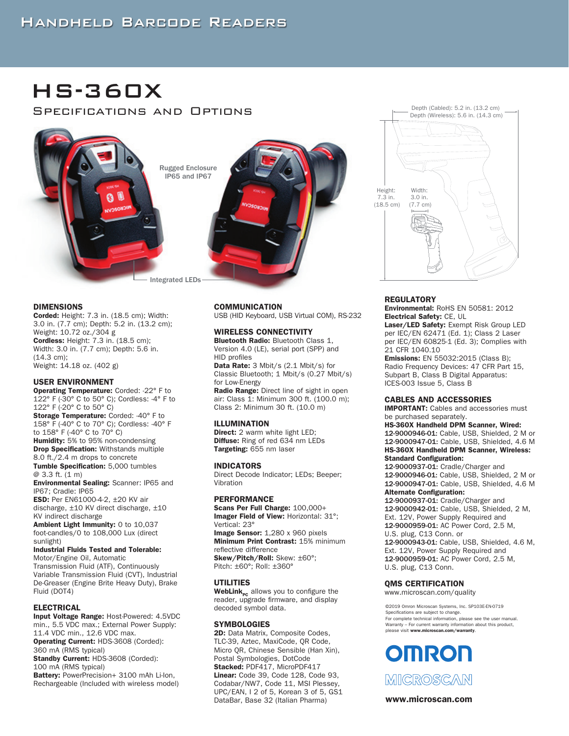# HANDHELD BARCODE READERS

# HS-360X

## SPECIFICATIONS AND OPTIONS

Rugged Enclosure IP65 and IP67

Integrated LEDs

Depth (Cabled): 5.2 in. (13.2 cm)
Depth (Wireless): 5.6 in. (14.3 cm)

Height: 7.3 in. (18.5 cm)

Width: 3.0 in. (7.7 cm)

### DIMENSIONS

**Corded:** Height: 7.3 in. (18.5 cm); Width: 3.0 in. (7.7 cm); Depth: 5.2 in. (13.2 cm); Weight: 10.72 oz./304 g
**Cordless:** Height: 7.3 in. (18.5 cm); Width: 3.0 in. (7.7 cm); Depth: 5.6 in. (14.3 cm);
Weight: 14.18 oz. (402 g)

### USER ENVIRONMENT

**Operating Temperature:** Corded: -22° F to 122° F (-30° C to 50° C); Cordless: -4° F to 122° F (-20° C to 50° C)
**Storage Temperature:** Corded: -40° F to 158° F (-40° C to 70° C); Cordless: -40° F to 158° F (-40° C to 70° C)
**Humidity:** 5% to 95% non-condensing
**Drop Specification:** Withstands multiple 8.0 ft./2.4 m drops to concrete
**Tumble Specification:** 5,000 tumbles @ 3.3 ft. (1 m)
**Environmental Sealing:** Scanner: IP65 and IP67; Cradle: IP65
**ESD:** Per EN61000-4-2, ±20 KV air discharge, ±10 KV direct discharge, ±10 KV indirect discharge
**Ambient Light Immunity:** 0 to 10,037 foot-candles/0 to 108,000 Lux (direct sunlight)
**Industrial Fluids Tested and Tolerable:** Motor/Engine Oil, Automatic Transmission Fluid (ATF), Continuously Variable Transmission Fluid (CVT), Industrial De-Greaser (Engine Brite Heavy Duty), Brake Fluid (DOT4)

### ELECTRICAL

**Input Voltage Range:** Host-Powered: 4.5VDC min., 5.5 VDC max.; External Power Supply: 11.4 VDC min., 12.6 VDC max.
**Operating Current:** HDS-3608 (Corded): 360 mA (RMS typical)
**Standby Current:** HDS-3608 (Corded): 100 mA (RMS typical)
**Battery:** PowerPrecision+ 3100 mAh Li-Ion, Rechargeable (Included with wireless model)

### COMMUNICATION

USB (HID Keyboard, USB Virtual COM), RS-232

### WIRELESS CONNECTIVITY

**Bluetooth Radio:** Bluetooth Class 1, Version 4.0 (LE), serial port (SPP) and HID profiles
**Data Rate:** 3 Mbit/s (2.1 Mbit/s) for Classic Bluetooth; 1 Mbit/s (0.27 Mbit/s) for Low-Energy
**Radio Range:** Direct line of sight in open air: Class 1: Minimum 300 ft. (100.0 m); Class 2: Minimum 30 ft. (10.0 m)

### ILLUMINATION

**Direct:** 2 warm white light LED;
**Diffuse:** Ring of red 634 nm LEDs
**Targeting:** 655 nm laser

### INDICATORS

Direct Decode Indicator; LEDs; Beeper; Vibration

### PERFORMANCE

**Scans Per Full Charge:** 100,000+
**Imager Field of View:** Horizontal: 31°; Vertical: 23°
**Image Sensor:** 1,280 x 960 pixels
**Minimum Print Contrast:** 15% minimum reflective difference
**Skew/Pitch/Roll:** Skew: ±60°; Pitch: ±60°; Roll: ±360°

### UTILITIES

**WebLink$_{PC}$** allows you to configure the reader, upgrade firmware, and display decoded symbol data.

### SYMBOLOGIES

**2D:** Data Matrix, Composite Codes, TLC-39, Aztec, MaxiCode, QR Code, Micro QR, Chinese Sensible (Han Xin), Postal Symbologies, DotCode
**Stacked:** PDF417, MicroPDF417
**Linear:** Code 39, Code 128, Code 93, Codabar/NW7, Code 11, MSI Plessey, UPC/EAN, I 2 of 5, Korean 3 of 5, GS1 DataBar, Base 32 (Italian Pharma)

### REGULATORY

**Environmental:** RoHS EN 50581: 2012
**Electrical Safety:** CE, UL
**Laser/LED Safety:** Exempt Risk Group LED per IEC/EN 62471 (Ed. 1); Class 2 Laser per IEC/EN 60825-1 (Ed. 3); Complies with 21 CFR 1040.10
**Emissions:** EN 55032:2015 (Class B); Radio Frequency Devices: 47 CFR Part 15, Subpart B, Class B Digital Apparatus: ICES-003 Issue 5, Class B

### CABLES AND ACCESSORIES

**IMPORTANT:** Cables and accessories must be purchased separately.
**HS-360X Handheld DPM Scanner, Wired:**
**12-9000946-01:** Cable, USB, Shielded, 2 M or
**12-9000947-01:** Cable, USB, Shielded, 4.6 M
**HS-360X Handheld DPM Scanner, Wireless:**
**Standard Configuration:**
**12-9000937-01:** Cradle/Charger and
**12-9000946-01:** Cable, USB, Shielded, 2 M or
**12-9000947-01:** Cable, USB, Shielded, 4.6 M
**Alternate Configuration:**
**12-9000937-01:** Cradle/Charger and
**12-9000942-01:** Cable, USB, Shielded, 2 M, Ext. 12V, Power Supply Required and
**12-9000959-01:** AC Power Cord, 2.5 M, U.S. plug, C13 Conn. or
**12-9000943-01:** Cable, USB, Shielded, 4.6 M, Ext. 12V, Power Supply Required and
**12-9000959-01:** AC Power Cord, 2.5 M, U.S. plug, C13 Conn.

### QMS CERTIFICATION

www.microscan.com/quality

©2019 Omron Microscan Systems, Inc. SP103E-EN-0719
Specifications are subject to change.
For complete technical information, please see the user manual.
Warranty – For current warranty information about this product, please visit **www.microscan.com/warranty**.

OMRON
MICROSCAN

**www.microscan.com**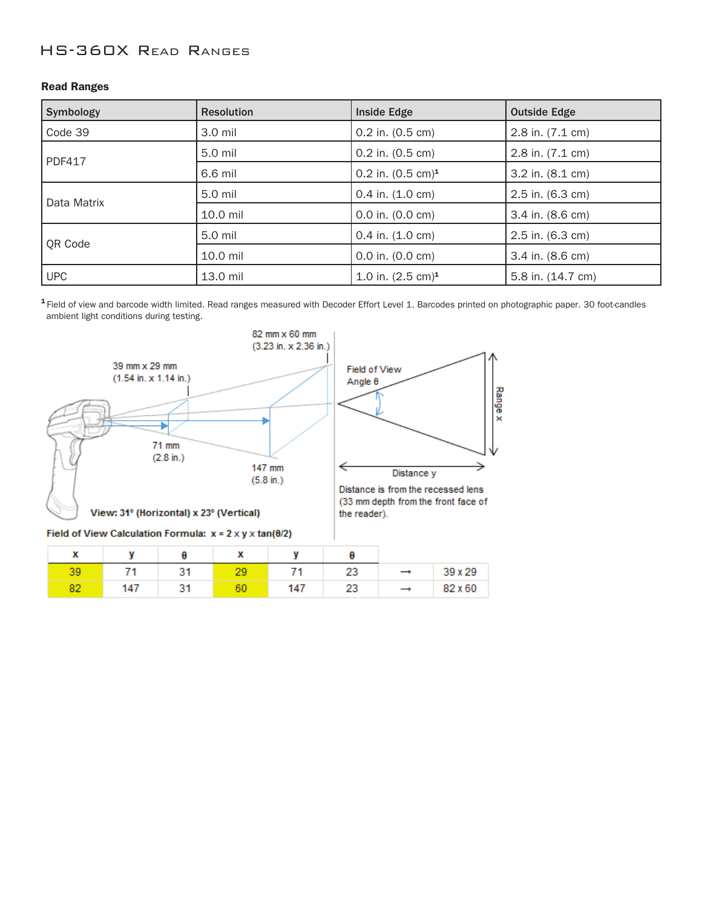# HS-360X Read Ranges

**Read Ranges**

| Symbology | Resolution | Inside Edge | Outside Edge |
|---|---|---|---|
| Code 39 | 3.0 mil | 0.2 in. (0.5 cm) | 2.8 in. (7.1 cm) |
| PDF417 | 5.0 mil | 0.2 in. (0.5 cm) | 2.8 in. (7.1 cm) |
| | 6.6 mil | 0.2 in. (0.5 cm)[1] | 3.2 in. (8.1 cm) |
| Data Matrix | 5.0 mil | 0.4 in. (1.0 cm) | 2.5 in. (6.3 cm) |
| | 10.0 mil | 0.0 in. (0.0 cm) | 3.4 in. (8.6 cm) |
| QR Code | 5.0 mil | 0.4 in. (1.0 cm) | 2.5 in. (6.3 cm) |
| | 10.0 mil | 0.0 in. (0.0 cm) | 3.4 in. (8.6 cm) |
| UPC | 13.0 mil | 1.0 in. (2.5 cm)[1] | 5.8 in. (14.7 cm) |

[1] Field of view and barcode width limited. Read ranges measured with Decoder Effort Level 1. Barcodes printed on photographic paper. 30 foot-candles ambient light conditions during testing.

82 mm x 60 mm
(3.23 in. x 2.36 in.)

39 mm x 29 mm
(1.54 in. x 1.14 in.)

71 mm
(2.8 in.)

147 mm
(5.8 in.)

View: 31° (Horizontal) x 23° (Vertical)

Field of View
Angle θ

Range x

Distance y

Distance is from the recessed lens (33 mm depth from the front face of the reader).

**Field of View Calculation Formula:** $x = 2 \times y \times \tan(\theta/2)$

| x | y | θ | x | y | θ | | |
|---|---|---|---|---|---|---|---|
| 39 | 71 | 31 | 29 | 71 | 23 | → | 39 x 29 |
| 82 | 147 | 31 | 60 | 147 | 23 | → | 82 x 60 |